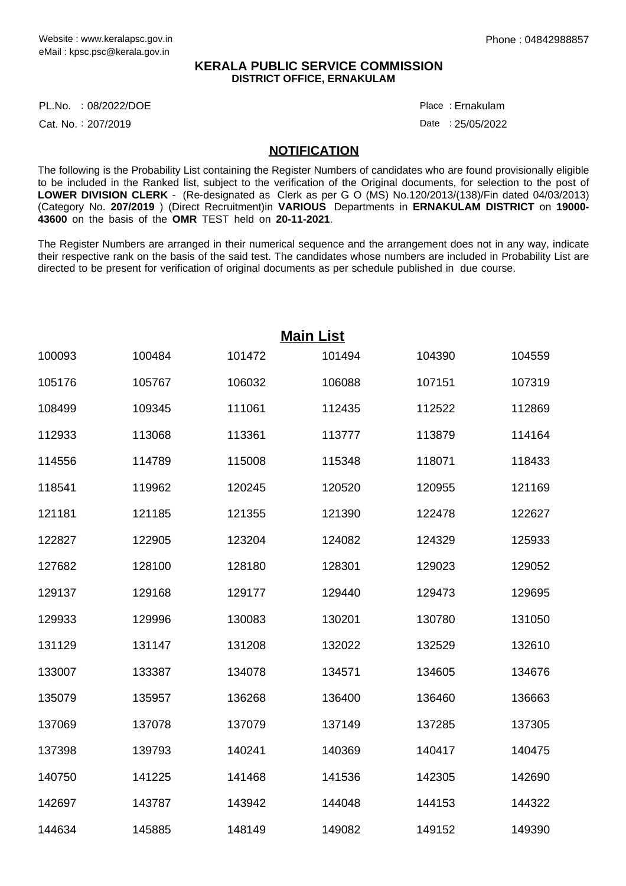Website : www.keralapsc.gov.in
eMail : kpsc.psc@kerala.gov.in

Phone : 04842988857

**KERALA PUBLIC SERVICE COMMISSION**
**DISTRICT OFFICE, ERNAKULAM**

PL.No. : 08/2022/DOE

Place : Ernakulam

Cat. No. : 207/2019

Date : 25/05/2022

## NOTIFICATION

The following is the Probability List containing the Register Numbers of candidates who are found provisionally eligible to be included in the Ranked list, subject to the verification of the Original documents, for selection to the post of **LOWER DIVISION CLERK** - (Re-designated as Clerk as per G O (MS) No.120/2013/(138)/Fin dated 04/03/2013) (Category No. **207/2019** ) (Direct Recruitment)in **VARIOUS** Departments in **ERNAKULAM DISTRICT** on **19000-43600** on the basis of the **OMR** TEST held on **20-11-2021**.

The Register Numbers are arranged in their numerical sequence and the arrangement does not in any way, indicate their respective rank on the basis of the said test. The candidates whose numbers are included in Probability List are directed to be present for verification of original documents as per schedule published in due course.

## Main List

| | | | | | |
|---|---|---|---|---|---|
| 100093 | 100484 | 101472 | 101494 | 104390 | 104559 |
| 105176 | 105767 | 106032 | 106088 | 107151 | 107319 |
| 108499 | 109345 | 111061 | 112435 | 112522 | 112869 |
| 112933 | 113068 | 113361 | 113777 | 113879 | 114164 |
| 114556 | 114789 | 115008 | 115348 | 118071 | 118433 |
| 118541 | 119962 | 120245 | 120520 | 120955 | 121169 |
| 121181 | 121185 | 121355 | 121390 | 122478 | 122627 |
| 122827 | 122905 | 123204 | 124082 | 124329 | 125933 |
| 127682 | 128100 | 128180 | 128301 | 129023 | 129052 |
| 129137 | 129168 | 129177 | 129440 | 129473 | 129695 |
| 129933 | 129996 | 130083 | 130201 | 130780 | 131050 |
| 131129 | 131147 | 131208 | 132022 | 132529 | 132610 |
| 133007 | 133387 | 134078 | 134571 | 134605 | 134676 |
| 135079 | 135957 | 136268 | 136400 | 136460 | 136663 |
| 137069 | 137078 | 137079 | 137149 | 137285 | 137305 |
| 137398 | 139793 | 140241 | 140369 | 140417 | 140475 |
| 140750 | 141225 | 141468 | 141536 | 142305 | 142690 |
| 142697 | 143787 | 143942 | 144048 | 144153 | 144322 |
| 144634 | 145885 | 148149 | 149082 | 149152 | 149390 |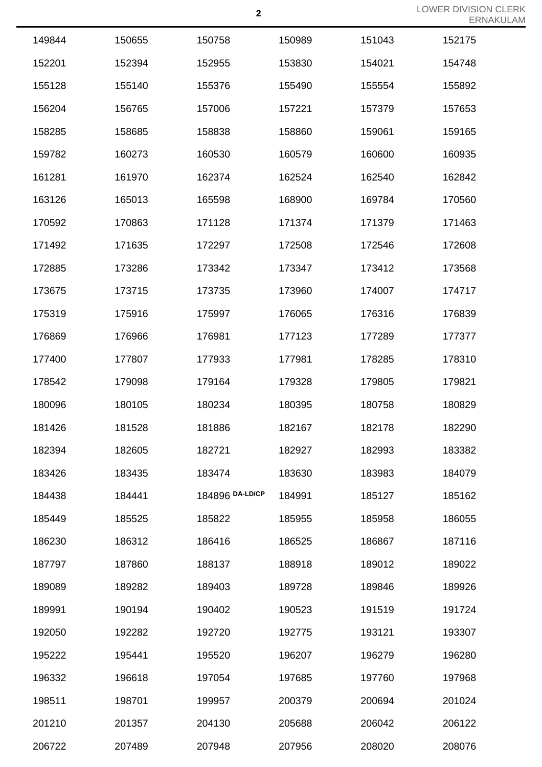| | | | | | |
|---|---|---|---|---|---|
| 149844 | 150655 | 150758 | 150989 | 151043 | 152175 |
| 152201 | 152394 | 152955 | 153830 | 154021 | 154748 |
| 155128 | 155140 | 155376 | 155490 | 155554 | 155892 |
| 156204 | 156765 | 157006 | 157221 | 157379 | 157653 |
| 158285 | 158685 | 158838 | 158860 | 159061 | 159165 |
| 159782 | 160273 | 160530 | 160579 | 160600 | 160935 |
| 161281 | 161970 | 162374 | 162524 | 162540 | 162842 |
| 163126 | 165013 | 165598 | 168900 | 169784 | 170560 |
| 170592 | 170863 | 171128 | 171374 | 171379 | 171463 |
| 171492 | 171635 | 172297 | 172508 | 172546 | 172608 |
| 172885 | 173286 | 173342 | 173347 | 173412 | 173568 |
| 173675 | 173715 | 173735 | 173960 | 174007 | 174717 |
| 175319 | 175916 | 175997 | 176065 | 176316 | 176839 |
| 176869 | 176966 | 176981 | 177123 | 177289 | 177377 |
| 177400 | 177807 | 177933 | 177981 | 178285 | 178310 |
| 178542 | 179098 | 179164 | 179328 | 179805 | 179821 |
| 180096 | 180105 | 180234 | 180395 | 180758 | 180829 |
| 181426 | 181528 | 181886 | 182167 | 182178 | 182290 |
| 182394 | 182605 | 182721 | 182927 | 182993 | 183382 |
| 183426 | 183435 | 183474 | 183630 | 183983 | 184079 |
| 184438 | 184441 | 184896 DA-LD/CP | 184991 | 185127 | 185162 |
| 185449 | 185525 | 185822 | 185955 | 185958 | 186055 |
| 186230 | 186312 | 186416 | 186525 | 186867 | 187116 |
| 187797 | 187860 | 188137 | 188918 | 189012 | 189022 |
| 189089 | 189282 | 189403 | 189728 | 189846 | 189926 |
| 189991 | 190194 | 190402 | 190523 | 191519 | 191724 |
| 192050 | 192282 | 192720 | 192775 | 193121 | 193307 |
| 195222 | 195441 | 195520 | 196207 | 196279 | 196280 |
| 196332 | 196618 | 197054 | 197685 | 197760 | 197968 |
| 198511 | 198701 | 199957 | 200379 | 200694 | 201024 |
| 201210 | 201357 | 204130 | 205688 | 206042 | 206122 |
| 206722 | 207489 | 207948 | 207956 | 208020 | 208076 |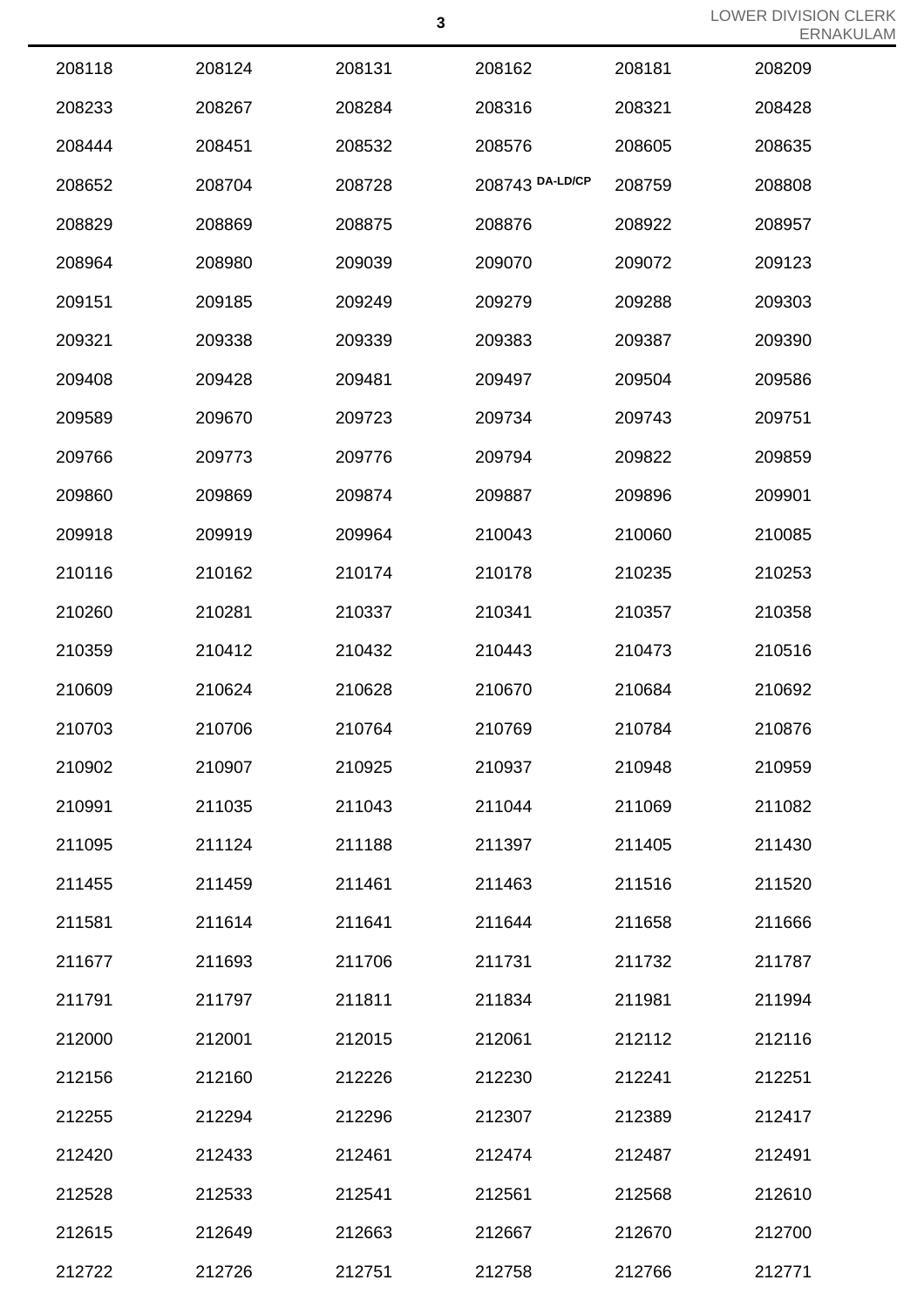| | | | | | |
|---|---|---|---|---|---|
| 208118 | 208124 | 208131 | 208162 | 208181 | 208209 |
| 208233 | 208267 | 208284 | 208316 | 208321 | 208428 |
| 208444 | 208451 | 208532 | 208576 | 208605 | 208635 |
| 208652 | 208704 | 208728 | 208743 DA-LD/CP | 208759 | 208808 |
| 208829 | 208869 | 208875 | 208876 | 208922 | 208957 |
| 208964 | 208980 | 209039 | 209070 | 209072 | 209123 |
| 209151 | 209185 | 209249 | 209279 | 209288 | 209303 |
| 209321 | 209338 | 209339 | 209383 | 209387 | 209390 |
| 209408 | 209428 | 209481 | 209497 | 209504 | 209586 |
| 209589 | 209670 | 209723 | 209734 | 209743 | 209751 |
| 209766 | 209773 | 209776 | 209794 | 209822 | 209859 |
| 209860 | 209869 | 209874 | 209887 | 209896 | 209901 |
| 209918 | 209919 | 209964 | 210043 | 210060 | 210085 |
| 210116 | 210162 | 210174 | 210178 | 210235 | 210253 |
| 210260 | 210281 | 210337 | 210341 | 210357 | 210358 |
| 210359 | 210412 | 210432 | 210443 | 210473 | 210516 |
| 210609 | 210624 | 210628 | 210670 | 210684 | 210692 |
| 210703 | 210706 | 210764 | 210769 | 210784 | 210876 |
| 210902 | 210907 | 210925 | 210937 | 210948 | 210959 |
| 210991 | 211035 | 211043 | 211044 | 211069 | 211082 |
| 211095 | 211124 | 211188 | 211397 | 211405 | 211430 |
| 211455 | 211459 | 211461 | 211463 | 211516 | 211520 |
| 211581 | 211614 | 211641 | 211644 | 211658 | 211666 |
| 211677 | 211693 | 211706 | 211731 | 211732 | 211787 |
| 211791 | 211797 | 211811 | 211834 | 211981 | 211994 |
| 212000 | 212001 | 212015 | 212061 | 212112 | 212116 |
| 212156 | 212160 | 212226 | 212230 | 212241 | 212251 |
| 212255 | 212294 | 212296 | 212307 | 212389 | 212417 |
| 212420 | 212433 | 212461 | 212474 | 212487 | 212491 |
| 212528 | 212533 | 212541 | 212561 | 212568 | 212610 |
| 212615 | 212649 | 212663 | 212667 | 212670 | 212700 |
| 212722 | 212726 | 212751 | 212758 | 212766 | 212771 |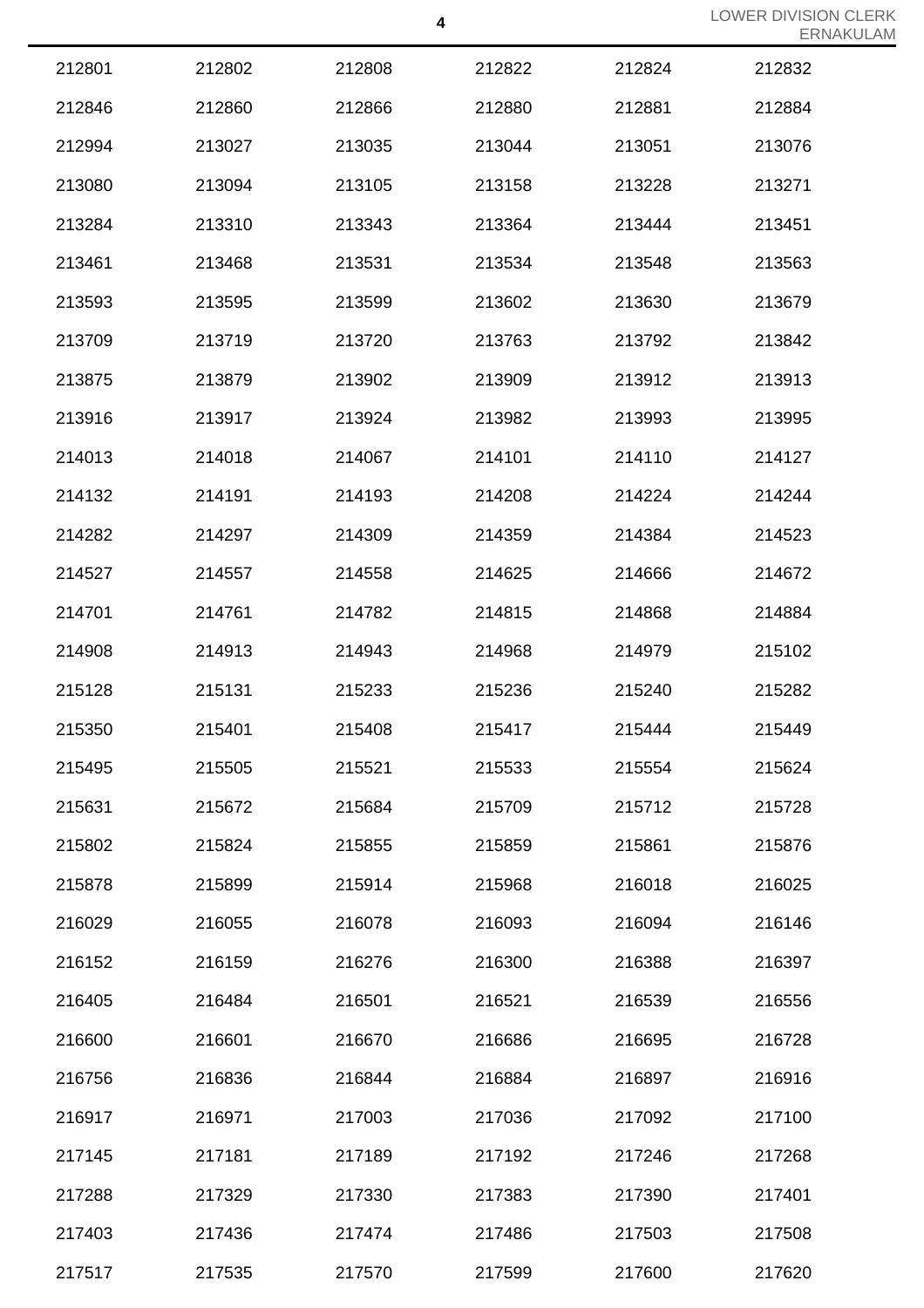| | | | | | |
|---|---|---|---|---|---|
| 212801 | 212802 | 212808 | 212822 | 212824 | 212832 |
| 212846 | 212860 | 212866 | 212880 | 212881 | 212884 |
| 212994 | 213027 | 213035 | 213044 | 213051 | 213076 |
| 213080 | 213094 | 213105 | 213158 | 213228 | 213271 |
| 213284 | 213310 | 213343 | 213364 | 213444 | 213451 |
| 213461 | 213468 | 213531 | 213534 | 213548 | 213563 |
| 213593 | 213595 | 213599 | 213602 | 213630 | 213679 |
| 213709 | 213719 | 213720 | 213763 | 213792 | 213842 |
| 213875 | 213879 | 213902 | 213909 | 213912 | 213913 |
| 213916 | 213917 | 213924 | 213982 | 213993 | 213995 |
| 214013 | 214018 | 214067 | 214101 | 214110 | 214127 |
| 214132 | 214191 | 214193 | 214208 | 214224 | 214244 |
| 214282 | 214297 | 214309 | 214359 | 214384 | 214523 |
| 214527 | 214557 | 214558 | 214625 | 214666 | 214672 |
| 214701 | 214761 | 214782 | 214815 | 214868 | 214884 |
| 214908 | 214913 | 214943 | 214968 | 214979 | 215102 |
| 215128 | 215131 | 215233 | 215236 | 215240 | 215282 |
| 215350 | 215401 | 215408 | 215417 | 215444 | 215449 |
| 215495 | 215505 | 215521 | 215533 | 215554 | 215624 |
| 215631 | 215672 | 215684 | 215709 | 215712 | 215728 |
| 215802 | 215824 | 215855 | 215859 | 215861 | 215876 |
| 215878 | 215899 | 215914 | 215968 | 216018 | 216025 |
| 216029 | 216055 | 216078 | 216093 | 216094 | 216146 |
| 216152 | 216159 | 216276 | 216300 | 216388 | 216397 |
| 216405 | 216484 | 216501 | 216521 | 216539 | 216556 |
| 216600 | 216601 | 216670 | 216686 | 216695 | 216728 |
| 216756 | 216836 | 216844 | 216884 | 216897 | 216916 |
| 216917 | 216971 | 217003 | 217036 | 217092 | 217100 |
| 217145 | 217181 | 217189 | 217192 | 217246 | 217268 |
| 217288 | 217329 | 217330 | 217383 | 217390 | 217401 |
| 217403 | 217436 | 217474 | 217486 | 217503 | 217508 |
| 217517 | 217535 | 217570 | 217599 | 217600 | 217620 |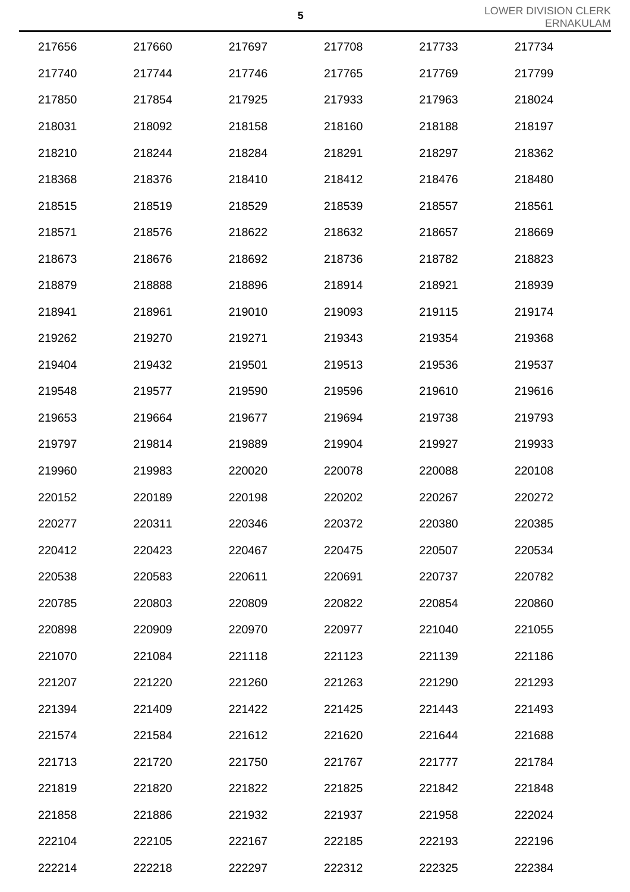| | | | | | |
|---|---|---|---|---|---|
| 217656 | 217660 | 217697 | 217708 | 217733 | 217734 |
| 217740 | 217744 | 217746 | 217765 | 217769 | 217799 |
| 217850 | 217854 | 217925 | 217933 | 217963 | 218024 |
| 218031 | 218092 | 218158 | 218160 | 218188 | 218197 |
| 218210 | 218244 | 218284 | 218291 | 218297 | 218362 |
| 218368 | 218376 | 218410 | 218412 | 218476 | 218480 |
| 218515 | 218519 | 218529 | 218539 | 218557 | 218561 |
| 218571 | 218576 | 218622 | 218632 | 218657 | 218669 |
| 218673 | 218676 | 218692 | 218736 | 218782 | 218823 |
| 218879 | 218888 | 218896 | 218914 | 218921 | 218939 |
| 218941 | 218961 | 219010 | 219093 | 219115 | 219174 |
| 219262 | 219270 | 219271 | 219343 | 219354 | 219368 |
| 219404 | 219432 | 219501 | 219513 | 219536 | 219537 |
| 219548 | 219577 | 219590 | 219596 | 219610 | 219616 |
| 219653 | 219664 | 219677 | 219694 | 219738 | 219793 |
| 219797 | 219814 | 219889 | 219904 | 219927 | 219933 |
| 219960 | 219983 | 220020 | 220078 | 220088 | 220108 |
| 220152 | 220189 | 220198 | 220202 | 220267 | 220272 |
| 220277 | 220311 | 220346 | 220372 | 220380 | 220385 |
| 220412 | 220423 | 220467 | 220475 | 220507 | 220534 |
| 220538 | 220583 | 220611 | 220691 | 220737 | 220782 |
| 220785 | 220803 | 220809 | 220822 | 220854 | 220860 |
| 220898 | 220909 | 220970 | 220977 | 221040 | 221055 |
| 221070 | 221084 | 221118 | 221123 | 221139 | 221186 |
| 221207 | 221220 | 221260 | 221263 | 221290 | 221293 |
| 221394 | 221409 | 221422 | 221425 | 221443 | 221493 |
| 221574 | 221584 | 221612 | 221620 | 221644 | 221688 |
| 221713 | 221720 | 221750 | 221767 | 221777 | 221784 |
| 221819 | 221820 | 221822 | 221825 | 221842 | 221848 |
| 221858 | 221886 | 221932 | 221937 | 221958 | 222024 |
| 222104 | 222105 | 222167 | 222185 | 222193 | 222196 |
| 222214 | 222218 | 222297 | 222312 | 222325 | 222384 |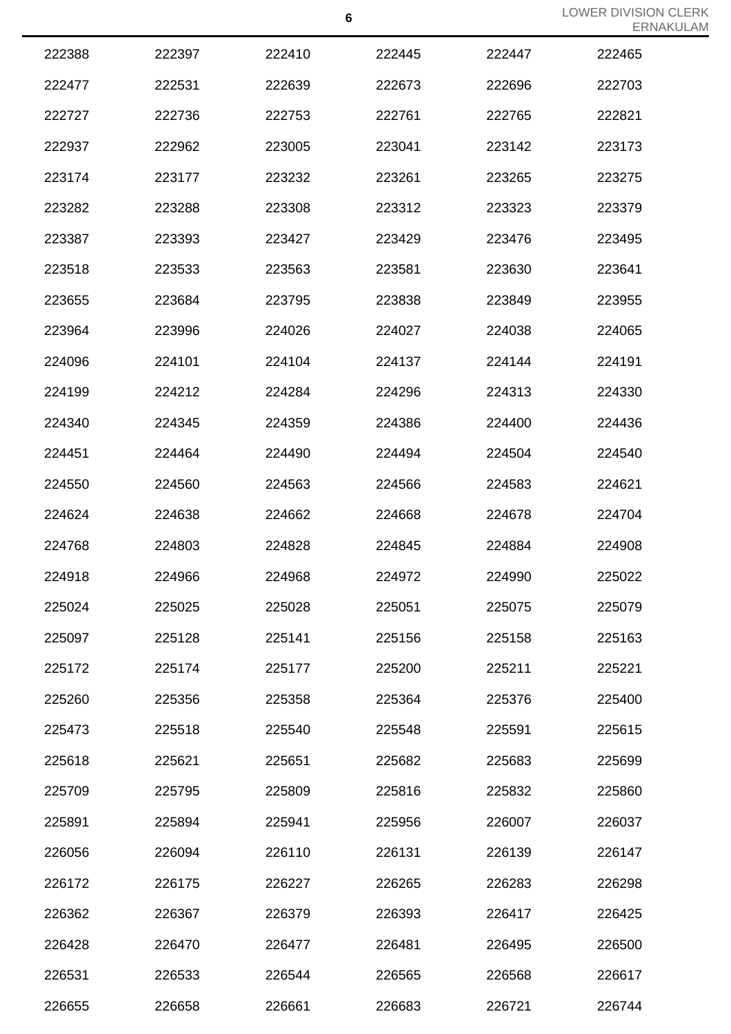| 222388 | 222397 | 222410 | 222445 | 222447 | 222465 |
|---|---|---|---|---|---|
| 222477 | 222531 | 222639 | 222673 | 222696 | 222703 |
| 222727 | 222736 | 222753 | 222761 | 222765 | 222821 |
| 222937 | 222962 | 223005 | 223041 | 223142 | 223173 |
| 223174 | 223177 | 223232 | 223261 | 223265 | 223275 |
| 223282 | 223288 | 223308 | 223312 | 223323 | 223379 |
| 223387 | 223393 | 223427 | 223429 | 223476 | 223495 |
| 223518 | 223533 | 223563 | 223581 | 223630 | 223641 |
| 223655 | 223684 | 223795 | 223838 | 223849 | 223955 |
| 223964 | 223996 | 224026 | 224027 | 224038 | 224065 |
| 224096 | 224101 | 224104 | 224137 | 224144 | 224191 |
| 224199 | 224212 | 224284 | 224296 | 224313 | 224330 |
| 224340 | 224345 | 224359 | 224386 | 224400 | 224436 |
| 224451 | 224464 | 224490 | 224494 | 224504 | 224540 |
| 224550 | 224560 | 224563 | 224566 | 224583 | 224621 |
| 224624 | 224638 | 224662 | 224668 | 224678 | 224704 |
| 224768 | 224803 | 224828 | 224845 | 224884 | 224908 |
| 224918 | 224966 | 224968 | 224972 | 224990 | 225022 |
| 225024 | 225025 | 225028 | 225051 | 225075 | 225079 |
| 225097 | 225128 | 225141 | 225156 | 225158 | 225163 |
| 225172 | 225174 | 225177 | 225200 | 225211 | 225221 |
| 225260 | 225356 | 225358 | 225364 | 225376 | 225400 |
| 225473 | 225518 | 225540 | 225548 | 225591 | 225615 |
| 225618 | 225621 | 225651 | 225682 | 225683 | 225699 |
| 225709 | 225795 | 225809 | 225816 | 225832 | 225860 |
| 225891 | 225894 | 225941 | 225956 | 226007 | 226037 |
| 226056 | 226094 | 226110 | 226131 | 226139 | 226147 |
| 226172 | 226175 | 226227 | 226265 | 226283 | 226298 |
| 226362 | 226367 | 226379 | 226393 | 226417 | 226425 |
| 226428 | 226470 | 226477 | 226481 | 226495 | 226500 |
| 226531 | 226533 | 226544 | 226565 | 226568 | 226617 |
| 226655 | 226658 | 226661 | 226683 | 226721 | 226744 |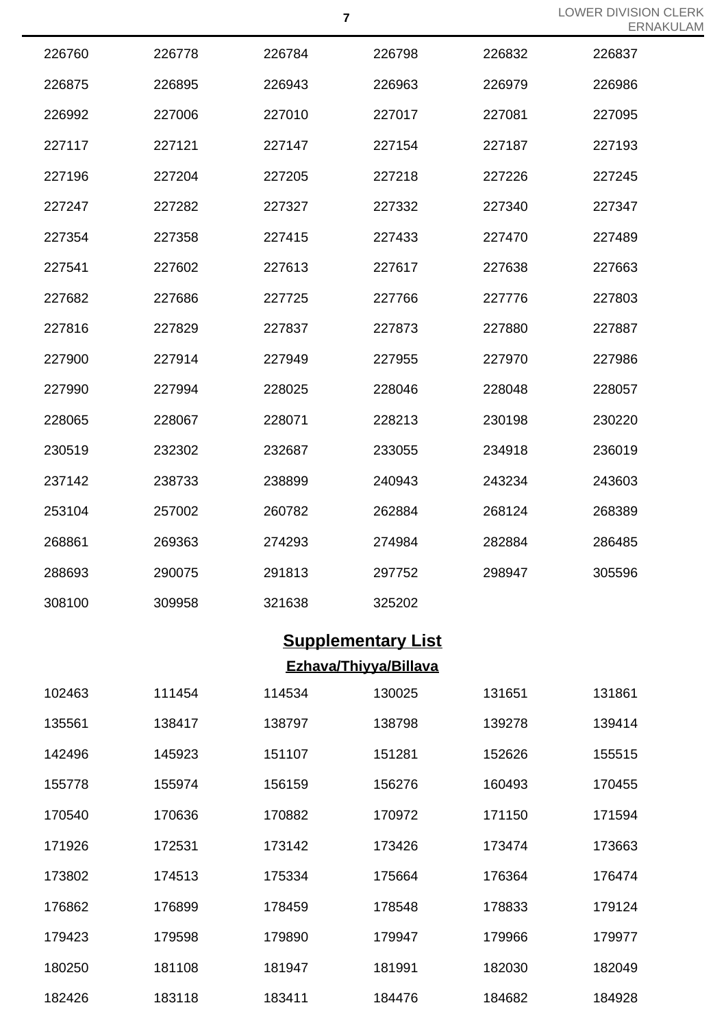| | | | | | |
|---|---|---|---|---|---|
| 226760 | 226778 | 226784 | 226798 | 226832 | 226837 |
| 226875 | 226895 | 226943 | 226963 | 226979 | 226986 |
| 226992 | 227006 | 227010 | 227017 | 227081 | 227095 |
| 227117 | 227121 | 227147 | 227154 | 227187 | 227193 |
| 227196 | 227204 | 227205 | 227218 | 227226 | 227245 |
| 227247 | 227282 | 227327 | 227332 | 227340 | 227347 |
| 227354 | 227358 | 227415 | 227433 | 227470 | 227489 |
| 227541 | 227602 | 227613 | 227617 | 227638 | 227663 |
| 227682 | 227686 | 227725 | 227766 | 227776 | 227803 |
| 227816 | 227829 | 227837 | 227873 | 227880 | 227887 |
| 227900 | 227914 | 227949 | 227955 | 227970 | 227986 |
| 227990 | 227994 | 228025 | 228046 | 228048 | 228057 |
| 228065 | 228067 | 228071 | 228213 | 230198 | 230220 |
| 230519 | 232302 | 232687 | 233055 | 234918 | 236019 |
| 237142 | 238733 | 238899 | 240943 | 243234 | 243603 |
| 253104 | 257002 | 260782 | 262884 | 268124 | 268389 |
| 268861 | 269363 | 274293 | 274984 | 282884 | 286485 |
| 288693 | 290075 | 291813 | 297752 | 298947 | 305596 |
| 308100 | 309958 | 321638 | 325202 | | |

## Supplementary List

### Ezhava/Thiyya/Billava

| | | | | | |
|---|---|---|---|---|---|
| 102463 | 111454 | 114534 | 130025 | 131651 | 131861 |
| 135561 | 138417 | 138797 | 138798 | 139278 | 139414 |
| 142496 | 145923 | 151107 | 151281 | 152626 | 155515 |
| 155778 | 155974 | 156159 | 156276 | 160493 | 170455 |
| 170540 | 170636 | 170882 | 170972 | 171150 | 171594 |
| 171926 | 172531 | 173142 | 173426 | 173474 | 173663 |
| 173802 | 174513 | 175334 | 175664 | 176364 | 176474 |
| 176862 | 176899 | 178459 | 178548 | 178833 | 179124 |
| 179423 | 179598 | 179890 | 179947 | 179966 | 179977 |
| 180250 | 181108 | 181947 | 181991 | 182030 | 182049 |
| 182426 | 183118 | 183411 | 184476 | 184682 | 184928 |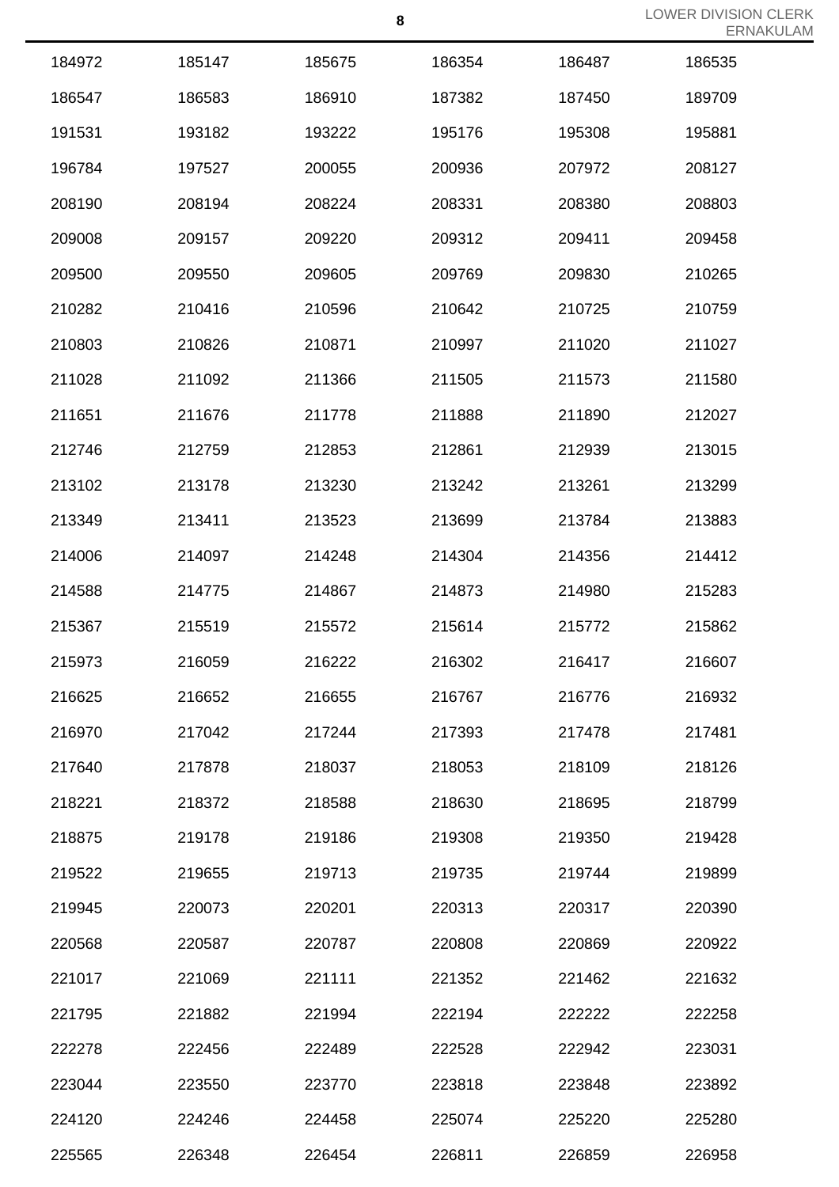| | | | | | |
|---|---|---|---|---|---|
| 184972 | 185147 | 185675 | 186354 | 186487 | 186535 |
| 186547 | 186583 | 186910 | 187382 | 187450 | 189709 |
| 191531 | 193182 | 193222 | 195176 | 195308 | 195881 |
| 196784 | 197527 | 200055 | 200936 | 207972 | 208127 |
| 208190 | 208194 | 208224 | 208331 | 208380 | 208803 |
| 209008 | 209157 | 209220 | 209312 | 209411 | 209458 |
| 209500 | 209550 | 209605 | 209769 | 209830 | 210265 |
| 210282 | 210416 | 210596 | 210642 | 210725 | 210759 |
| 210803 | 210826 | 210871 | 210997 | 211020 | 211027 |
| 211028 | 211092 | 211366 | 211505 | 211573 | 211580 |
| 211651 | 211676 | 211778 | 211888 | 211890 | 212027 |
| 212746 | 212759 | 212853 | 212861 | 212939 | 213015 |
| 213102 | 213178 | 213230 | 213242 | 213261 | 213299 |
| 213349 | 213411 | 213523 | 213699 | 213784 | 213883 |
| 214006 | 214097 | 214248 | 214304 | 214356 | 214412 |
| 214588 | 214775 | 214867 | 214873 | 214980 | 215283 |
| 215367 | 215519 | 215572 | 215614 | 215772 | 215862 |
| 215973 | 216059 | 216222 | 216302 | 216417 | 216607 |
| 216625 | 216652 | 216655 | 216767 | 216776 | 216932 |
| 216970 | 217042 | 217244 | 217393 | 217478 | 217481 |
| 217640 | 217878 | 218037 | 218053 | 218109 | 218126 |
| 218221 | 218372 | 218588 | 218630 | 218695 | 218799 |
| 218875 | 219178 | 219186 | 219308 | 219350 | 219428 |
| 219522 | 219655 | 219713 | 219735 | 219744 | 219899 |
| 219945 | 220073 | 220201 | 220313 | 220317 | 220390 |
| 220568 | 220587 | 220787 | 220808 | 220869 | 220922 |
| 221017 | 221069 | 221111 | 221352 | 221462 | 221632 |
| 221795 | 221882 | 221994 | 222194 | 222222 | 222258 |
| 222278 | 222456 | 222489 | 222528 | 222942 | 223031 |
| 223044 | 223550 | 223770 | 223818 | 223848 | 223892 |
| 224120 | 224246 | 224458 | 225074 | 225220 | 225280 |
| 225565 | 226348 | 226454 | 226811 | 226859 | 226958 |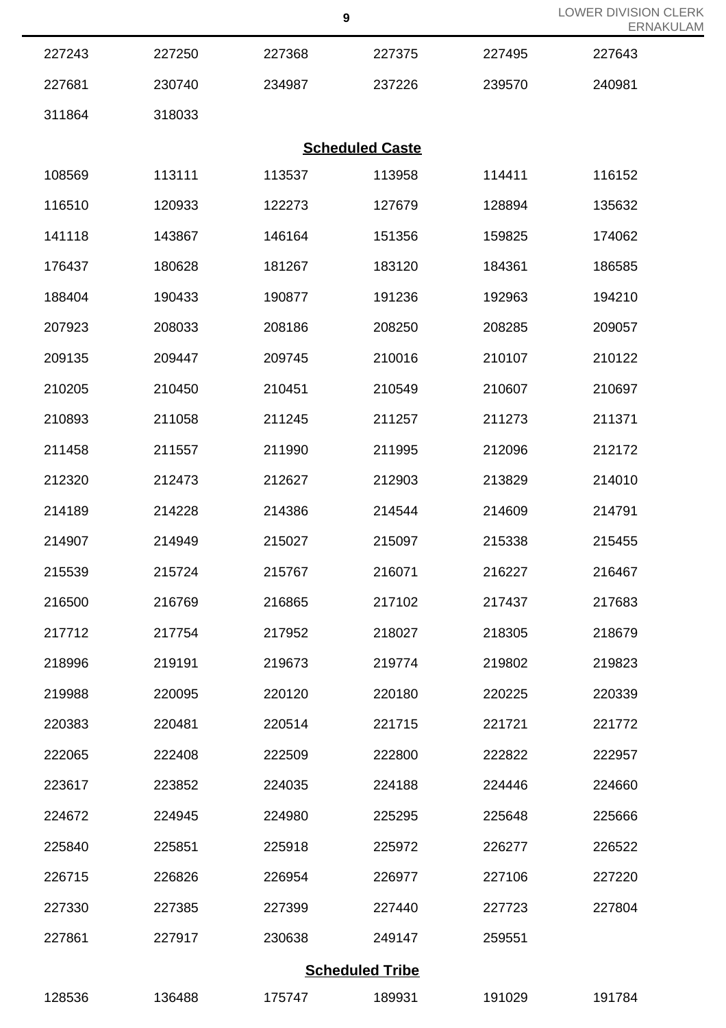| | | | | | |
|---|---|---|---|---|---|
| 227243 | 227250 | 227368 | 227375 | 227495 | 227643 |
| 227681 | 230740 | 234987 | 237226 | 239570 | 240981 |
| 311864 | 318033 | | | | |

**Scheduled Caste**

| | | | | | |
|---|---|---|---|---|---|
| 108569 | 113111 | 113537 | 113958 | 114411 | 116152 |
| 116510 | 120933 | 122273 | 127679 | 128894 | 135632 |
| 141118 | 143867 | 146164 | 151356 | 159825 | 174062 |
| 176437 | 180628 | 181267 | 183120 | 184361 | 186585 |
| 188404 | 190433 | 190877 | 191236 | 192963 | 194210 |
| 207923 | 208033 | 208186 | 208250 | 208285 | 209057 |
| 209135 | 209447 | 209745 | 210016 | 210107 | 210122 |
| 210205 | 210450 | 210451 | 210549 | 210607 | 210697 |
| 210893 | 211058 | 211245 | 211257 | 211273 | 211371 |
| 211458 | 211557 | 211990 | 211995 | 212096 | 212172 |
| 212320 | 212473 | 212627 | 212903 | 213829 | 214010 |
| 214189 | 214228 | 214386 | 214544 | 214609 | 214791 |
| 214907 | 214949 | 215027 | 215097 | 215338 | 215455 |
| 215539 | 215724 | 215767 | 216071 | 216227 | 216467 |
| 216500 | 216769 | 216865 | 217102 | 217437 | 217683 |
| 217712 | 217754 | 217952 | 218027 | 218305 | 218679 |
| 218996 | 219191 | 219673 | 219774 | 219802 | 219823 |
| 219988 | 220095 | 220120 | 220180 | 220225 | 220339 |
| 220383 | 220481 | 220514 | 221715 | 221721 | 221772 |
| 222065 | 222408 | 222509 | 222800 | 222822 | 222957 |
| 223617 | 223852 | 224035 | 224188 | 224446 | 224660 |
| 224672 | 224945 | 224980 | 225295 | 225648 | 225666 |
| 225840 | 225851 | 225918 | 225972 | 226277 | 226522 |
| 226715 | 226826 | 226954 | 226977 | 227106 | 227220 |
| 227330 | 227385 | 227399 | 227440 | 227723 | 227804 |
| 227861 | 227917 | 230638 | 249147 | 259551 | |

**Scheduled Tribe**

| | | | | | |
|---|---|---|---|---|---|
| 128536 | 136488 | 175747 | 189931 | 191029 | 191784 |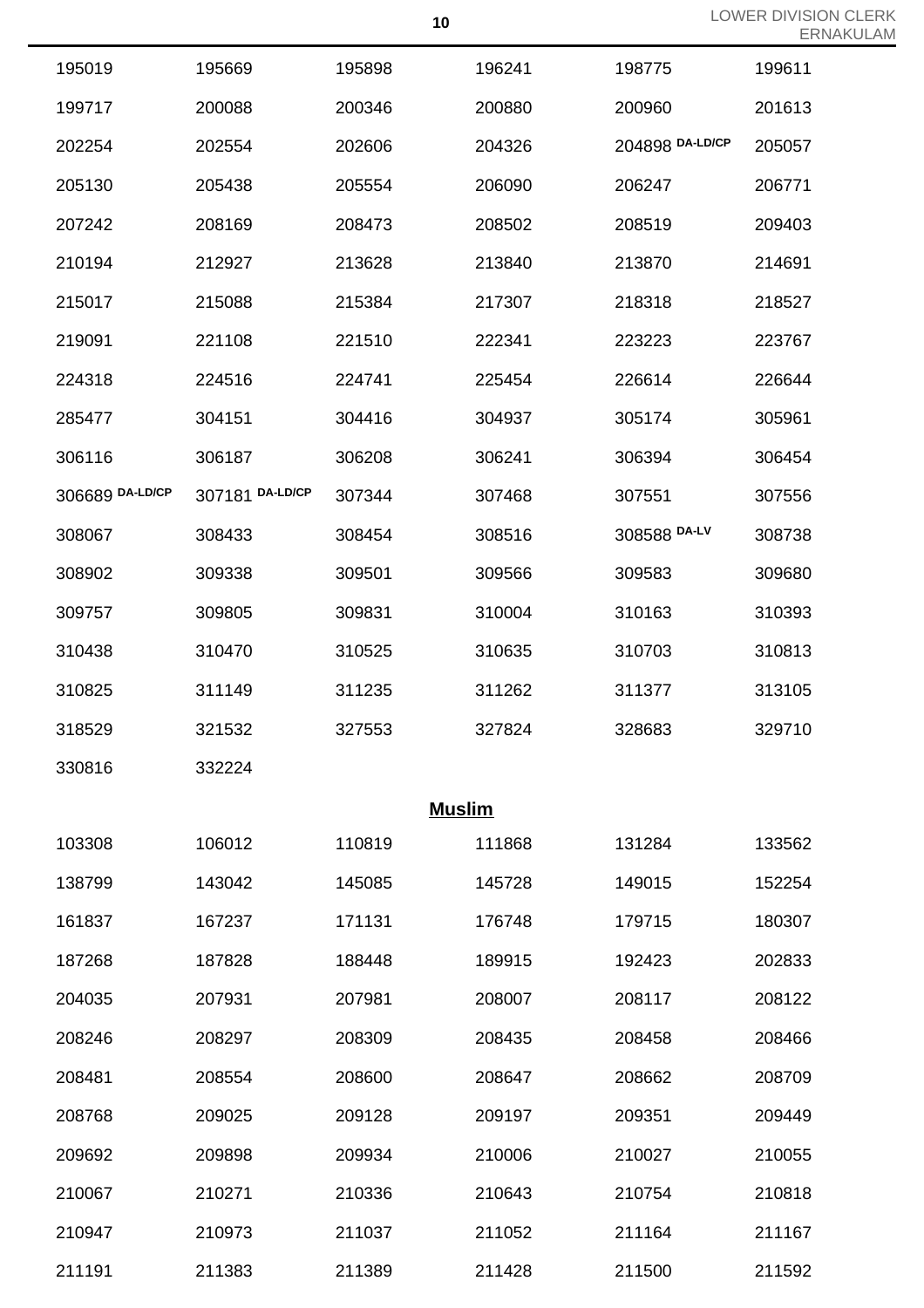| | | | | | |
|---|---|---|---|---|---|
| 195019 | 195669 | 195898 | 196241 | 198775 | 199611 |
| 199717 | 200088 | 200346 | 200880 | 200960 | 201613 |
| 202254 | 202554 | 202606 | 204326 | 204898 DA-LD/CP | 205057 |
| 205130 | 205438 | 205554 | 206090 | 206247 | 206771 |
| 207242 | 208169 | 208473 | 208502 | 208519 | 209403 |
| 210194 | 212927 | 213628 | 213840 | 213870 | 214691 |
| 215017 | 215088 | 215384 | 217307 | 218318 | 218527 |
| 219091 | 221108 | 221510 | 222341 | 223223 | 223767 |
| 224318 | 224516 | 224741 | 225454 | 226614 | 226644 |
| 285477 | 304151 | 304416 | 304937 | 305174 | 305961 |
| 306116 | 306187 | 306208 | 306241 | 306394 | 306454 |
| 306689 DA-LD/CP | 307181 DA-LD/CP | 307344 | 307468 | 307551 | 307556 |
| 308067 | 308433 | 308454 | 308516 | 308588 DA-LV | 308738 |
| 308902 | 309338 | 309501 | 309566 | 309583 | 309680 |
| 309757 | 309805 | 309831 | 310004 | 310163 | 310393 |
| 310438 | 310470 | 310525 | 310635 | 310703 | 310813 |
| 310825 | 311149 | 311235 | 311262 | 311377 | 313105 |
| 318529 | 321532 | 327553 | 327824 | 328683 | 329710 |
| 330816 | 332224 | | | | |

## Muslim

| | | | | | |
|---|---|---|---|---|---|
| 103308 | 106012 | 110819 | 111868 | 131284 | 133562 |
| 138799 | 143042 | 145085 | 145728 | 149015 | 152254 |
| 161837 | 167237 | 171131 | 176748 | 179715 | 180307 |
| 187268 | 187828 | 188448 | 189915 | 192423 | 202833 |
| 204035 | 207931 | 207981 | 208007 | 208117 | 208122 |
| 208246 | 208297 | 208309 | 208435 | 208458 | 208466 |
| 208481 | 208554 | 208600 | 208647 | 208662 | 208709 |
| 208768 | 209025 | 209128 | 209197 | 209351 | 209449 |
| 209692 | 209898 | 209934 | 210006 | 210027 | 210055 |
| 210067 | 210271 | 210336 | 210643 | 210754 | 210818 |
| 210947 | 210973 | 211037 | 211052 | 211164 | 211167 |
| 211191 | 211383 | 211389 | 211428 | 211500 | 211592 |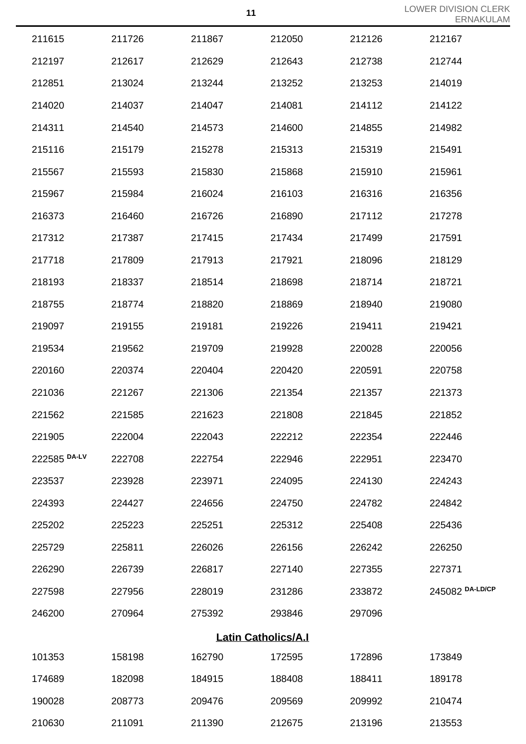| | | | | | |
|---|---|---|---|---|---|
| 211615 | 211726 | 211867 | 212050 | 212126 | 212167 |
| 212197 | 212617 | 212629 | 212643 | 212738 | 212744 |
| 212851 | 213024 | 213244 | 213252 | 213253 | 214019 |
| 214020 | 214037 | 214047 | 214081 | 214112 | 214122 |
| 214311 | 214540 | 214573 | 214600 | 214855 | 214982 |
| 215116 | 215179 | 215278 | 215313 | 215319 | 215491 |
| 215567 | 215593 | 215830 | 215868 | 215910 | 215961 |
| 215967 | 215984 | 216024 | 216103 | 216316 | 216356 |
| 216373 | 216460 | 216726 | 216890 | 217112 | 217278 |
| 217312 | 217387 | 217415 | 217434 | 217499 | 217591 |
| 217718 | 217809 | 217913 | 217921 | 218096 | 218129 |
| 218193 | 218337 | 218514 | 218698 | 218714 | 218721 |
| 218755 | 218774 | 218820 | 218869 | 218940 | 219080 |
| 219097 | 219155 | 219181 | 219226 | 219411 | 219421 |
| 219534 | 219562 | 219709 | 219928 | 220028 | 220056 |
| 220160 | 220374 | 220404 | 220420 | 220591 | 220758 |
| 221036 | 221267 | 221306 | 221354 | 221357 | 221373 |
| 221562 | 221585 | 221623 | 221808 | 221845 | 221852 |
| 221905 | 222004 | 222043 | 222212 | 222354 | 222446 |
| 222585 DA-LV | 222708 | 222754 | 222946 | 222951 | 223470 |
| 223537 | 223928 | 223971 | 224095 | 224130 | 224243 |
| 224393 | 224427 | 224656 | 224750 | 224782 | 224842 |
| 225202 | 225223 | 225251 | 225312 | 225408 | 225436 |
| 225729 | 225811 | 226026 | 226156 | 226242 | 226250 |
| 226290 | 226739 | 226817 | 227140 | 227355 | 227371 |
| 227598 | 227956 | 228019 | 231286 | 233872 | 245082 DA-LD/CP |
| 246200 | 270964 | 275392 | 293846 | 297096 | |

**Latin Catholics/A.I**

| | | | | | |
|---|---|---|---|---|---|
| 101353 | 158198 | 162790 | 172595 | 172896 | 173849 |
| 174689 | 182098 | 184915 | 188408 | 188411 | 189178 |
| 190028 | 208773 | 209476 | 209569 | 209992 | 210474 |
| 210630 | 211091 | 211390 | 212675 | 213196 | 213553 |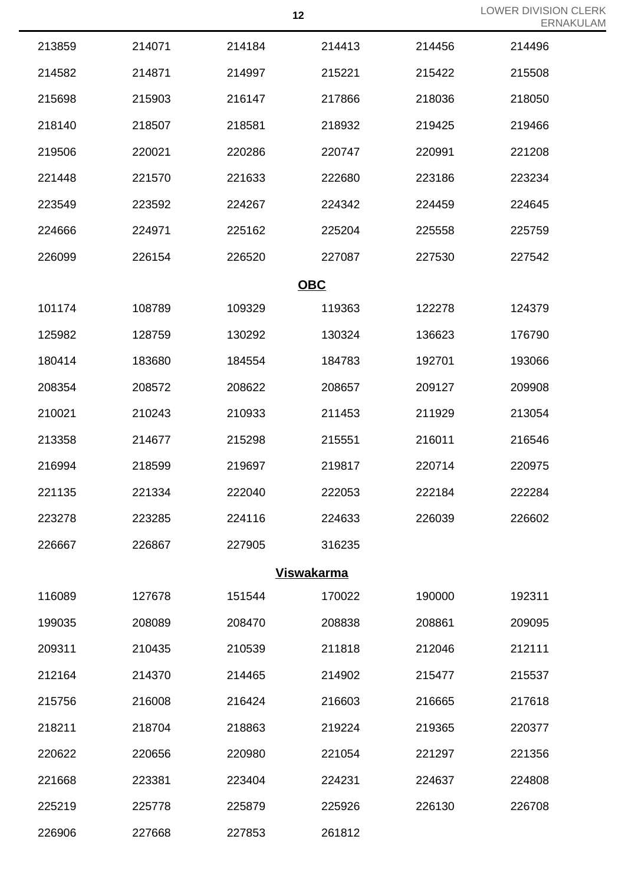| | | | | | |
|---|---|---|---|---|---|
| 213859 | 214071 | 214184 | 214413 | 214456 | 214496 |
| 214582 | 214871 | 214997 | 215221 | 215422 | 215508 |
| 215698 | 215903 | 216147 | 217866 | 218036 | 218050 |
| 218140 | 218507 | 218581 | 218932 | 219425 | 219466 |
| 219506 | 220021 | 220286 | 220747 | 220991 | 221208 |
| 221448 | 221570 | 221633 | 222680 | 223186 | 223234 |
| 223549 | 223592 | 224267 | 224342 | 224459 | 224645 |
| 224666 | 224971 | 225162 | 225204 | 225558 | 225759 |
| 226099 | 226154 | 226520 | 227087 | 227530 | 227542 |

## OBC

| | | | | | |
|---|---|---|---|---|---|
| 101174 | 108789 | 109329 | 119363 | 122278 | 124379 |
| 125982 | 128759 | 130292 | 130324 | 136623 | 176790 |
| 180414 | 183680 | 184554 | 184783 | 192701 | 193066 |
| 208354 | 208572 | 208622 | 208657 | 209127 | 209908 |
| 210021 | 210243 | 210933 | 211453 | 211929 | 213054 |
| 213358 | 214677 | 215298 | 215551 | 216011 | 216546 |
| 216994 | 218599 | 219697 | 219817 | 220714 | 220975 |
| 221135 | 221334 | 222040 | 222053 | 222184 | 222284 |
| 223278 | 223285 | 224116 | 224633 | 226039 | 226602 |
| 226667 | 226867 | 227905 | 316235 | | |

## Viswakarma

| | | | | | |
|---|---|---|---|---|---|
| 116089 | 127678 | 151544 | 170022 | 190000 | 192311 |
| 199035 | 208089 | 208470 | 208838 | 208861 | 209095 |
| 209311 | 210435 | 210539 | 211818 | 212046 | 212111 |
| 212164 | 214370 | 214465 | 214902 | 215477 | 215537 |
| 215756 | 216008 | 216424 | 216603 | 216665 | 217618 |
| 218211 | 218704 | 218863 | 219224 | 219365 | 220377 |
| 220622 | 220656 | 220980 | 221054 | 221297 | 221356 |
| 221668 | 223381 | 223404 | 224231 | 224637 | 224808 |
| 225219 | 225778 | 225879 | 225926 | 226130 | 226708 |
| 226906 | 227668 | 227853 | 261812 | | |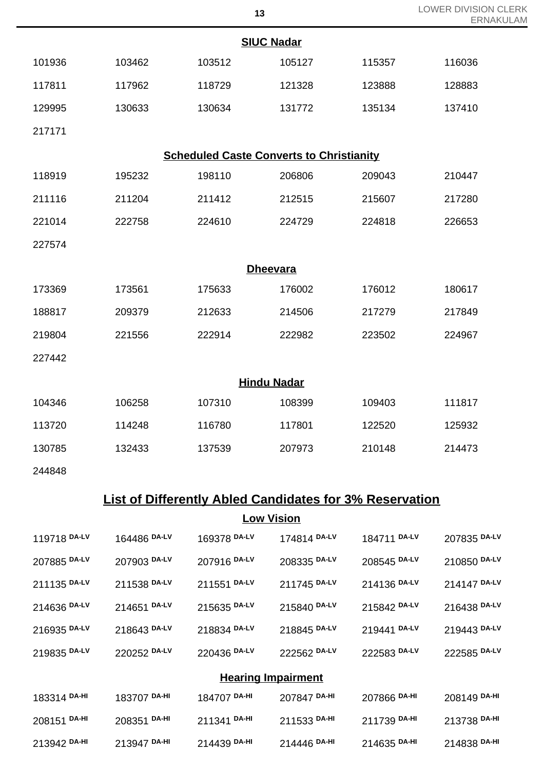### SIUC Nadar

| | | | | | |
|---|---|---|---|---|---|
| 101936 | 103462 | 103512 | 105127 | 115357 | 116036 |
| 117811 | 117962 | 118729 | 121328 | 123888 | 128883 |
| 129995 | 130633 | 130634 | 131772 | 135134 | 137410 |
| 217171 | | | | | |

### Scheduled Caste Converts to Christianity

| | | | | | |
|---|---|---|---|---|---|
| 118919 | 195232 | 198110 | 206806 | 209043 | 210447 |
| 211116 | 211204 | 211412 | 212515 | 215607 | 217280 |
| 221014 | 222758 | 224610 | 224729 | 224818 | 226653 |
| 227574 | | | | | |

### Dheevara

| | | | | | |
|---|---|---|---|---|---|
| 173369 | 173561 | 175633 | 176002 | 176012 | 180617 |
| 188817 | 209379 | 212633 | 214506 | 217279 | 217849 |
| 219804 | 221556 | 222914 | 222982 | 223502 | 224967 |
| 227442 | | | | | |

### Hindu Nadar

| | | | | | |
|---|---|---|---|---|---|
| 104346 | 106258 | 107310 | 108399 | 109403 | 111817 |
| 113720 | 114248 | 116780 | 117801 | 122520 | 125932 |
| 130785 | 132433 | 137539 | 207973 | 210148 | 214473 |
| 244848 | | | | | |

## List of Differently Abled Candidates for 3% Reservation

### Low Vision

| | | | | | |
|---|---|---|---|---|---|
| 119718 DA-LV | 164486 DA-LV | 169378 DA-LV | 174814 DA-LV | 184711 DA-LV | 207835 DA-LV |
| 207885 DA-LV | 207903 DA-LV | 207916 DA-LV | 208335 DA-LV | 208545 DA-LV | 210850 DA-LV |
| 211135 DA-LV | 211538 DA-LV | 211551 DA-LV | 211745 DA-LV | 214136 DA-LV | 214147 DA-LV |
| 214636 DA-LV | 214651 DA-LV | 215635 DA-LV | 215840 DA-LV | 215842 DA-LV | 216438 DA-LV |
| 216935 DA-LV | 218643 DA-LV | 218834 DA-LV | 218845 DA-LV | 219441 DA-LV | 219443 DA-LV |
| 219835 DA-LV | 220252 DA-LV | 220436 DA-LV | 222562 DA-LV | 222583 DA-LV | 222585 DA-LV |

### Hearing Impairment

| | | | | | |
|---|---|---|---|---|---|
| 183314 DA-HI | 183707 DA-HI | 184707 DA-HI | 207847 DA-HI | 207866 DA-HI | 208149 DA-HI |
| 208151 DA-HI | 208351 DA-HI | 211341 DA-HI | 211533 DA-HI | 211739 DA-HI | 213738 DA-HI |
| 213942 DA-HI | 213947 DA-HI | 214439 DA-HI | 214446 DA-HI | 214635 DA-HI | 214838 DA-HI |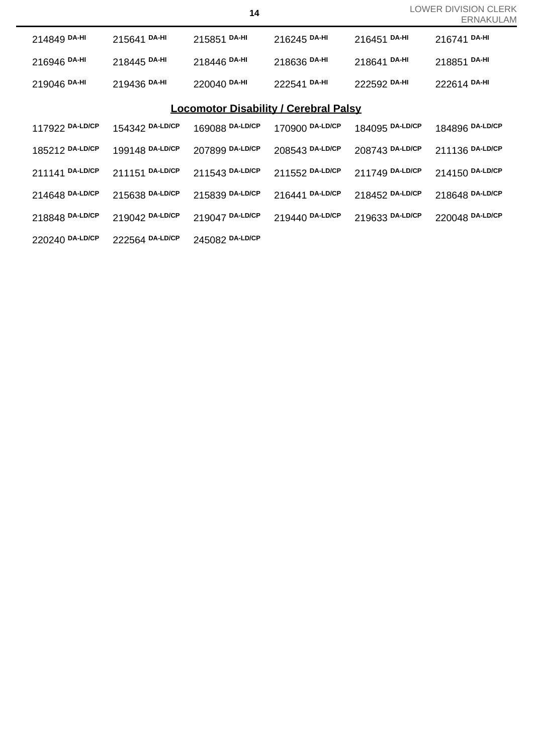214849 [DA-HI] 215641 [DA-HI] 215851 [DA-HI] 216245 [DA-HI] 216451 [DA-HI] 216741 [DA-HI]

216946 [DA-HI] 218445 [DA-HI] 218446 [DA-HI] 218636 [DA-HI] 218641 [DA-HI] 218851 [DA-HI]

219046 [DA-HI] 219436 [DA-HI] 220040 [DA-HI] 222541 [DA-HI] 222592 [DA-HI] 222614 [DA-HI]

## Locomotor Disability / Cerebral Palsy

117922 [DA-LD/CP] 154342 [DA-LD/CP] 169088 [DA-LD/CP] 170900 [DA-LD/CP] 184095 [DA-LD/CP] 184896 [DA-LD/CP]

185212 [DA-LD/CP] 199148 [DA-LD/CP] 207899 [DA-LD/CP] 208543 [DA-LD/CP] 208743 [DA-LD/CP] 211136 [DA-LD/CP]

211141 [DA-LD/CP] 211151 [DA-LD/CP] 211543 [DA-LD/CP] 211552 [DA-LD/CP] 211749 [DA-LD/CP] 214150 [DA-LD/CP]

214648 [DA-LD/CP] 215638 [DA-LD/CP] 215839 [DA-LD/CP] 216441 [DA-LD/CP] 218452 [DA-LD/CP] 218648 [DA-LD/CP]

218848 [DA-LD/CP] 219042 [DA-LD/CP] 219047 [DA-LD/CP] 219440 [DA-LD/CP] 219633 [DA-LD/CP] 220048 [DA-LD/CP]

220240 [DA-LD/CP] 222564 [DA-LD/CP] 245082 [DA-LD/CP]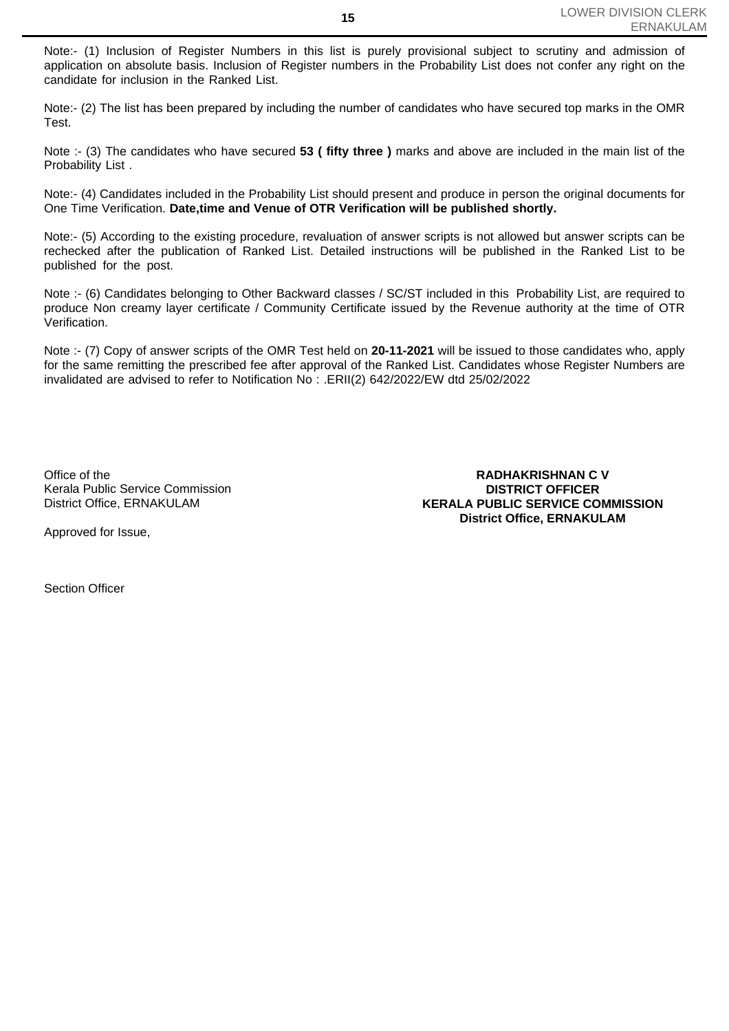Note:- (1) Inclusion of Register Numbers in this list is purely provisional subject to scrutiny and admission of application on absolute basis. Inclusion of Register numbers in the Probability List does not confer any right on the candidate for inclusion in the Ranked List.

Note:- (2) The list has been prepared by including the number of candidates who have secured top marks in the OMR Test.

Note :- (3) The candidates who have secured **53 ( fifty three )** marks and above are included in the main list of the Probability List .

Note:- (4) Candidates included in the Probability List should present and produce in person the original documents for One Time Verification. **Date,time and Venue of OTR Verification will be published shortly.**

Note:- (5) According to the existing procedure, revaluation of answer scripts is not allowed but answer scripts can be rechecked after the publication of Ranked List. Detailed instructions will be published in the Ranked List to be published for the post.

Note :- (6) Candidates belonging to Other Backward classes / SC/ST included in this Probability List, are required to produce Non creamy layer certificate / Community Certificate issued by the Revenue authority at the time of OTR Verification.

Note :- (7) Copy of answer scripts of the OMR Test held on **20-11-2021** will be issued to those candidates who, apply for the same remitting the prescribed fee after approval of the Ranked List. Candidates whose Register Numbers are invalidated are advised to refer to Notification No : .ERII(2) 642/2022/EW dtd 25/02/2022

Office of the
Kerala Public Service Commission
District Office, ERNAKULAM

**RADHAKRISHNAN C V**
**DISTRICT OFFICER**
**KERALA PUBLIC SERVICE COMMISSION**
**District Office, ERNAKULAM**

Approved for Issue,

Section Officer